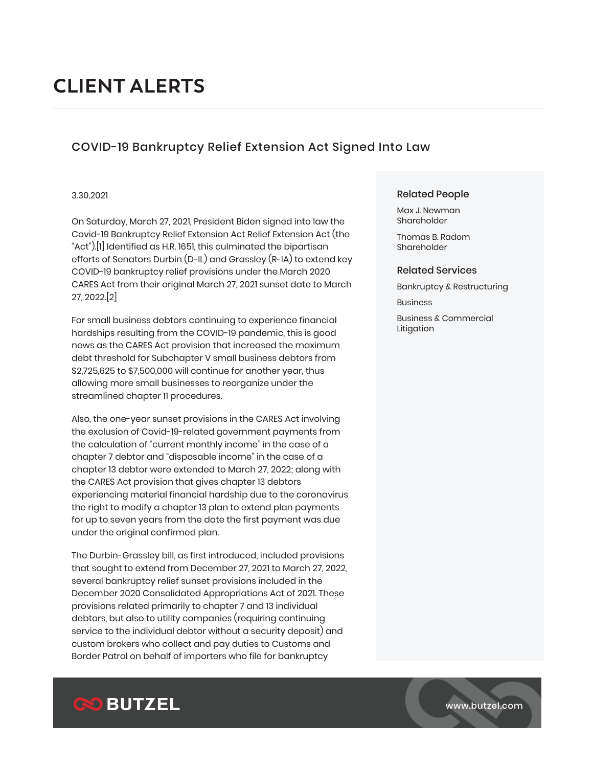# CLIENT ALERTS

## COVID-19 Bankruptcy Relief Extension Act Signed Into Law

3.30.2021

On Saturday, March 27, 2021, President Biden signed into law the Covid-19 Bankruptcy Relief Extension Act Relief Extension Act (the "Act").[1] Identified as H.R. 1651, this culminated the bipartisan efforts of Senators Durbin (D-IL) and Grassley (R-IA) to extend key COVID-19 bankruptcy relief provisions under the March 2020 CARES Act from their original March 27, 2021 sunset date to March 27, 2022.[2]

For small business debtors continuing to experience financial hardships resulting from the COVID-19 pandemic, this is good news as the CARES Act provision that increased the maximum debt threshold for Subchapter V small business debtors from $2,725,625 to $7,500,000 will continue for another year, thus allowing more small businesses to reorganize under the streamlined chapter 11 procedures.

Also, the one-year sunset provisions in the CARES Act involving the exclusion of Covid-19-related government payments from the calculation of "current monthly income" in the case of a chapter 7 debtor and "disposable income" in the case of a chapter 13 debtor were extended to March 27, 2022; along with the CARES Act provision that gives chapter 13 debtors experiencing material financial hardship due to the coronavirus the right to modify a chapter 13 plan to extend plan payments for up to seven years from the date the first payment was due under the original confirmed plan.

The Durbin-Grassley bill, as first introduced, included provisions that sought to extend from December 27, 2021 to March 27, 2022, several bankruptcy relief sunset provisions included in the December 2020 Consolidated Appropriations Act of 2021. These provisions related primarily to chapter 7 and 13 individual debtors, but also to utility companies (requiring continuing service to the individual debtor without a security deposit) and custom brokers who collect and pay duties to Customs and Border Patrol on behalf of importers who file for bankruptcy

### Related People

Max J. Newman
Shareholder

Thomas B. Radom
Shareholder

### Related Services

Bankruptcy & Restructuring

Business

Business & Commercial Litigation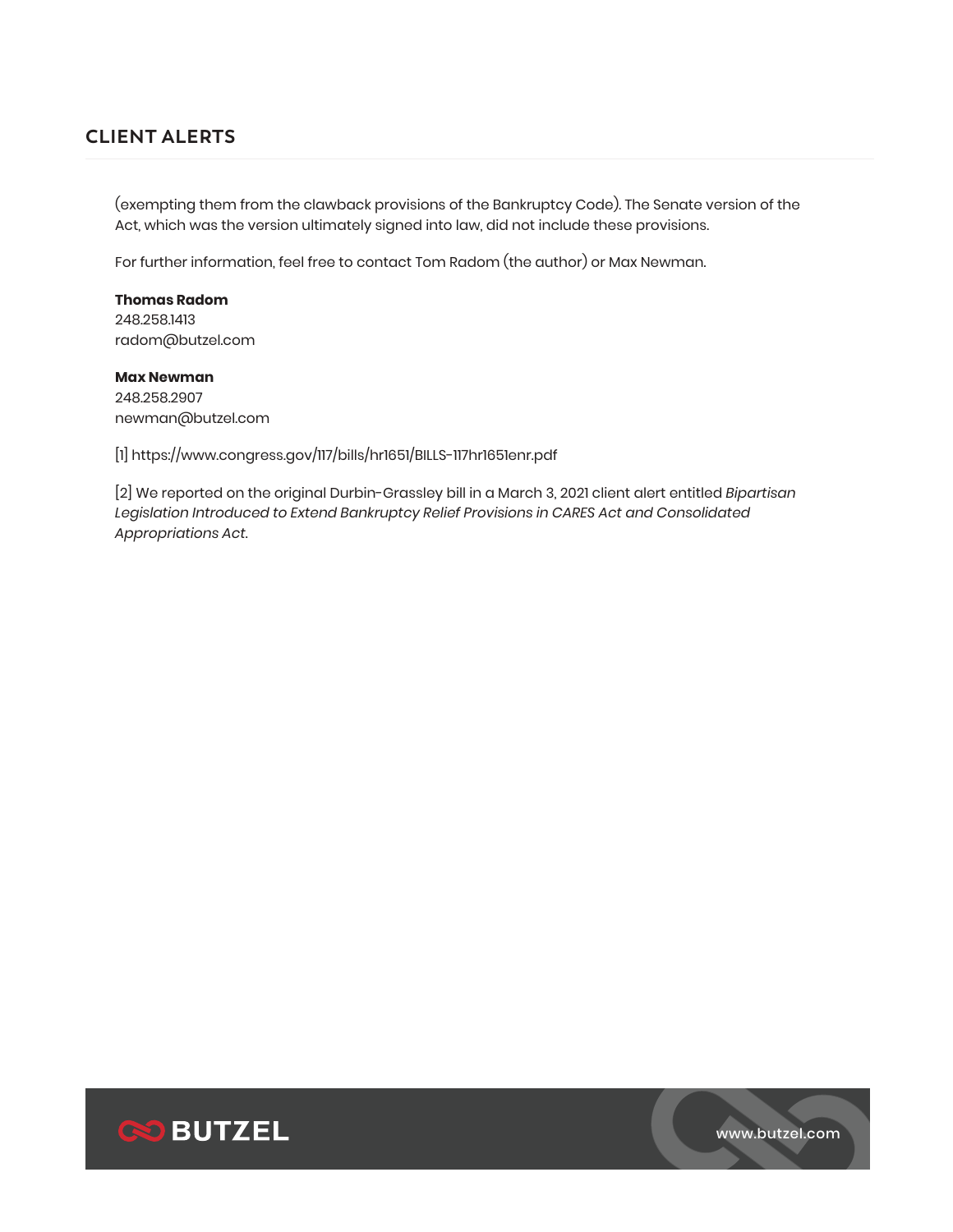(exempting them from the clawback provisions of the Bankruptcy Code). The Senate version of the Act, which was the version ultimately signed into law, did not include these provisions.

For further information, feel free to contact Tom Radom (the author) or Max Newman.

**Thomas Radom**
248.258.1413
radom@butzel.com

**Max Newman**
248.258.2907
newman@butzel.com

[1] https://www.congress.gov/117/bills/hr1651/BILLS-117hr1651enr.pdf

[2] We reported on the original Durbin-Grassley bill in a March 3, 2021 client alert entitled *Bipartisan Legislation Introduced to Extend Bankruptcy Relief Provisions in CARES Act and Consolidated Appropriations Act.*